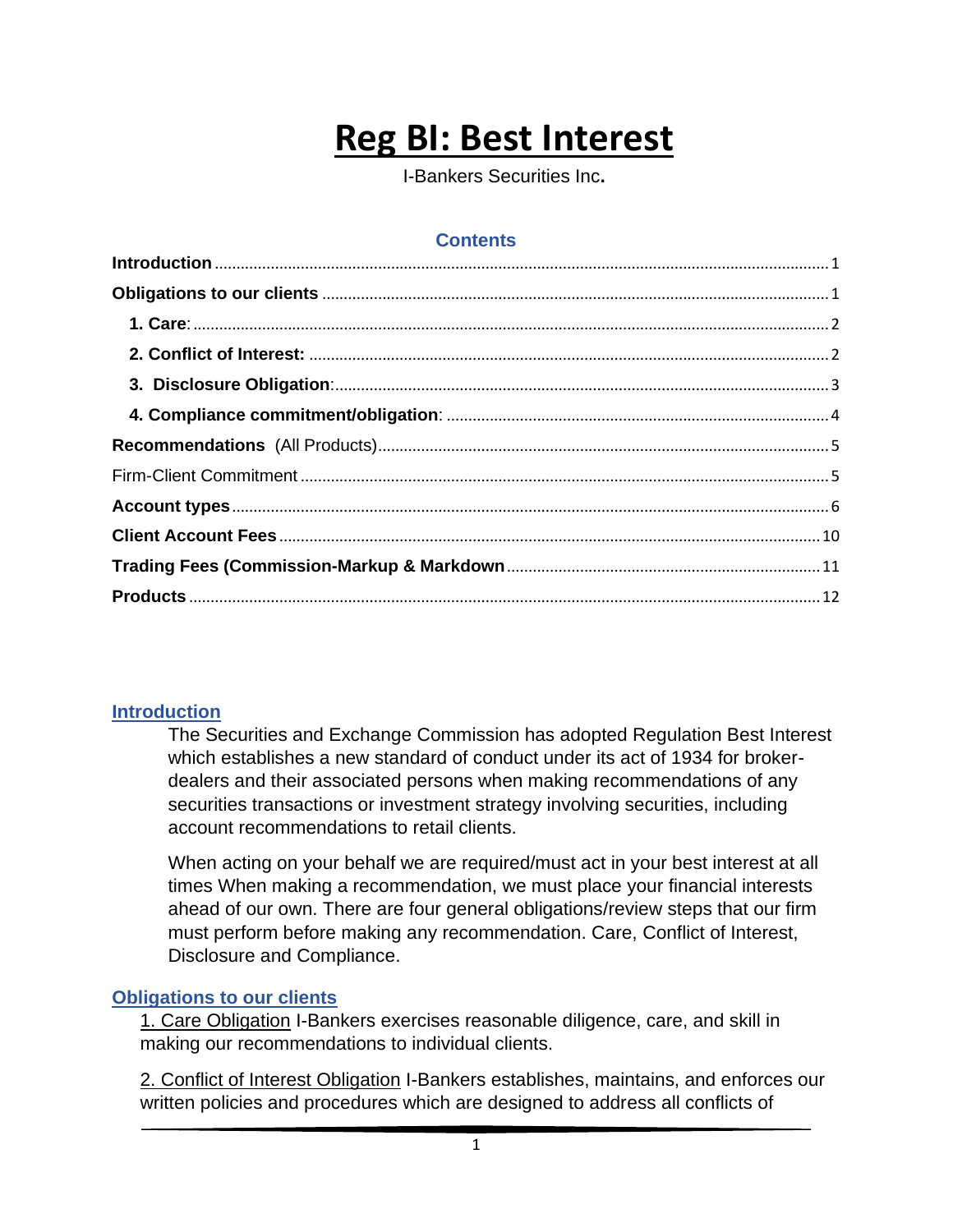# Reg BI: Best Interest

I-Bankers Securities Inc**.**

## Contents

| | |
|---|---|
| **Introduction** | 1 |
| **Obligations to our clients** | 1 |
| **1. Care**: | 2 |
| **2. Conflict of Interest:** | 2 |
| **3. Disclosure Obligation**: | 3 |
| **4. Compliance commitment/obligation**: | 4 |
| **Recommendations** (All Products) | 5 |
| Firm-Client Commitment | 5 |
| **Account types** | 6 |
| **Client Account Fees** | 10 |
| **Trading Fees (Commission-Markup & Markdown** | 11 |
| **Products** | 12 |

## Introduction

The Securities and Exchange Commission has adopted Regulation Best Interest which establishes a new standard of conduct under its act of 1934 for broker-dealers and their associated persons when making recommendations of any securities transactions or investment strategy involving securities, including account recommendations to retail clients.

When acting on your behalf we are required/must act in your best interest at all times When making a recommendation, we must place your financial interests ahead of our own. There are four general obligations/review steps that our firm must perform before making any recommendation. Care, Conflict of Interest, Disclosure and Compliance.

## Obligations to our clients

1. Care Obligation I-Bankers exercises reasonable diligence, care, and skill in making our recommendations to individual clients.

2. Conflict of Interest Obligation I-Bankers establishes, maintains, and enforces our written policies and procedures which are designed to address all conflicts of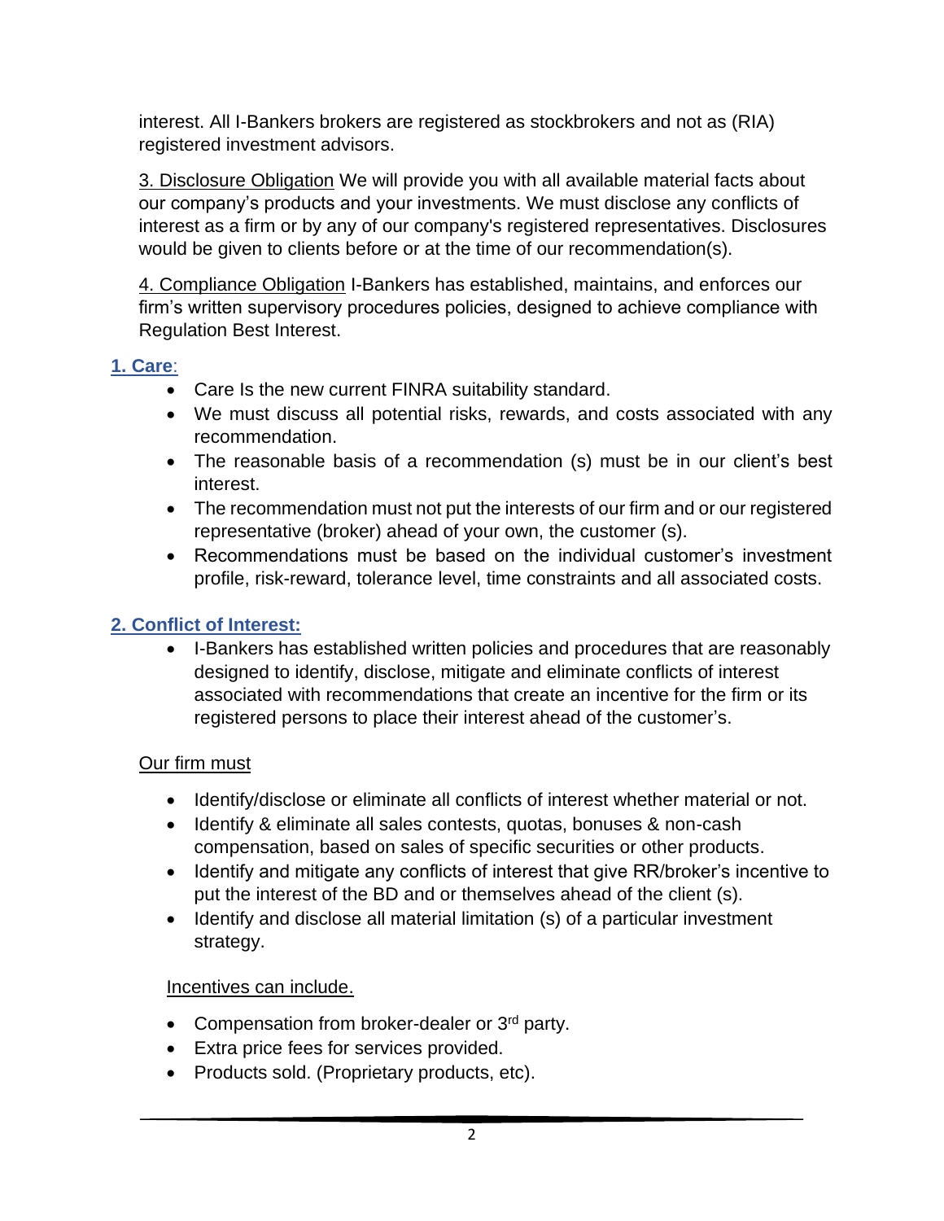interest. All I-Bankers brokers are registered as stockbrokers and not as (RIA) registered investment advisors.

3. Disclosure Obligation We will provide you with all available material facts about our company's products and your investments. We must disclose any conflicts of interest as a firm or by any of our company's registered representatives. Disclosures would be given to clients before or at the time of our recommendation(s).

4. Compliance Obligation I-Bankers has established, maintains, and enforces our firm's written supervisory procedures policies, designed to achieve compliance with Regulation Best Interest.

## 1. Care:

- Care Is the new current FINRA suitability standard.
- We must discuss all potential risks, rewards, and costs associated with any recommendation.
- The reasonable basis of a recommendation (s) must be in our client's best interest.
- The recommendation must not put the interests of our firm and or our registered representative (broker) ahead of your own, the customer (s).
- Recommendations must be based on the individual customer's investment profile, risk-reward, tolerance level, time constraints and all associated costs.

## 2. Conflict of Interest:

- I-Bankers has established written policies and procedures that are reasonably designed to identify, disclose, mitigate and eliminate conflicts of interest associated with recommendations that create an incentive for the firm or its registered persons to place their interest ahead of the customer's.

Our firm must

- Identify/disclose or eliminate all conflicts of interest whether material or not.
- Identify & eliminate all sales contests, quotas, bonuses & non-cash compensation, based on sales of specific securities or other products.
- Identify and mitigate any conflicts of interest that give RR/broker's incentive to put the interest of the BD and or themselves ahead of the client (s).
- Identify and disclose all material limitation (s) of a particular investment strategy.

Incentives can include.

- Compensation from broker-dealer or 3rd party.
- Extra price fees for services provided.
- Products sold. (Proprietary products, etc).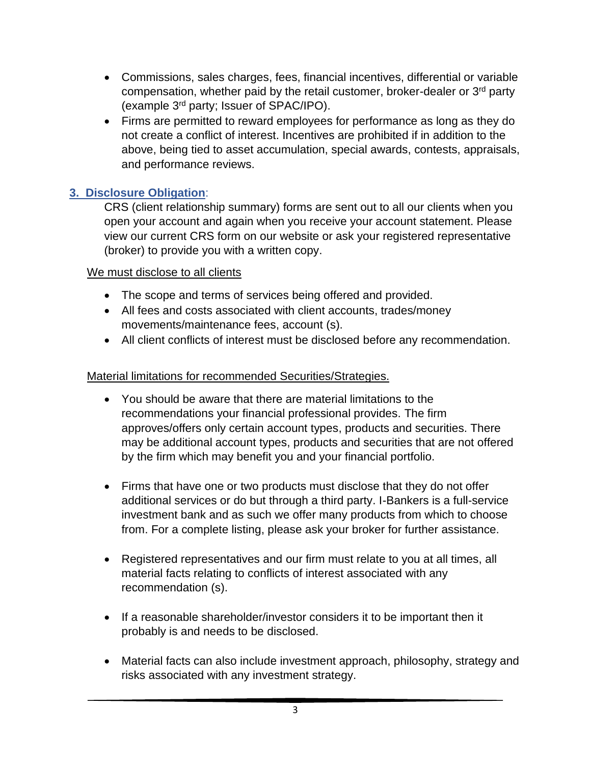- Commissions, sales charges, fees, financial incentives, differential or variable compensation, whether paid by the retail customer, broker-dealer or 3rd party (example 3rd party; Issuer of SPAC/IPO).
- Firms are permitted to reward employees for performance as long as they do not create a conflict of interest. Incentives are prohibited if in addition to the above, being tied to asset accumulation, special awards, contests, appraisals, and performance reviews.

## 3. Disclosure Obligation:

CRS (client relationship summary) forms are sent out to all our clients when you open your account and again when you receive your account statement. Please view our current CRS form on our website or ask your registered representative (broker) to provide you with a written copy.

We must disclose to all clients

- The scope and terms of services being offered and provided.
- All fees and costs associated with client accounts, trades/money movements/maintenance fees, account (s).
- All client conflicts of interest must be disclosed before any recommendation.

Material limitations for recommended Securities/Strategies.

- You should be aware that there are material limitations to the recommendations your financial professional provides. The firm approves/offers only certain account types, products and securities. There may be additional account types, products and securities that are not offered by the firm which may benefit you and your financial portfolio.
- Firms that have one or two products must disclose that they do not offer additional services or do but through a third party. I-Bankers is a full-service investment bank and as such we offer many products from which to choose from. For a complete listing, please ask your broker for further assistance.
- Registered representatives and our firm must relate to you at all times, all material facts relating to conflicts of interest associated with any recommendation (s).
- If a reasonable shareholder/investor considers it to be important then it probably is and needs to be disclosed.
- Material facts can also include investment approach, philosophy, strategy and risks associated with any investment strategy.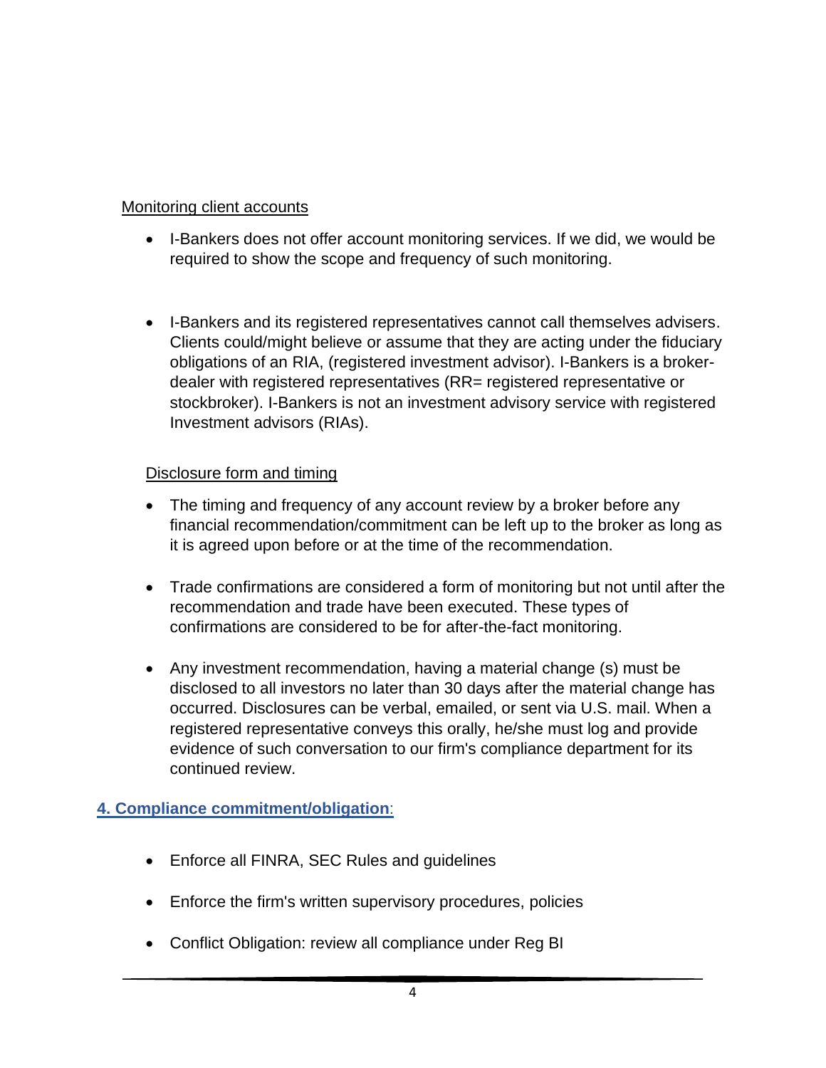Monitoring client accounts

- I-Bankers does not offer account monitoring services. If we did, we would be required to show the scope and frequency of such monitoring.

- I-Bankers and its registered representatives cannot call themselves advisers. Clients could/might believe or assume that they are acting under the fiduciary obligations of an RIA, (registered investment advisor). I-Bankers is a broker-dealer with registered representatives (RR= registered representative or stockbroker). I-Bankers is not an investment advisory service with registered Investment advisors (RIAs).

Disclosure form and timing

- The timing and frequency of any account review by a broker before any financial recommendation/commitment can be left up to the broker as long as it is agreed upon before or at the time of the recommendation.

- Trade confirmations are considered a form of monitoring but not until after the recommendation and trade have been executed. These types of confirmations are considered to be for after-the-fact monitoring.

- Any investment recommendation, having a material change (s) must be disclosed to all investors no later than 30 days after the material change has occurred. Disclosures can be verbal, emailed, or sent via U.S. mail. When a registered representative conveys this orally, he/she must log and provide evidence of such conversation to our firm's compliance department for its continued review.

## 4. Compliance commitment/obligation:

- Enforce all FINRA, SEC Rules and guidelines

- Enforce the firm's written supervisory procedures, policies

- Conflict Obligation: review all compliance under Reg BI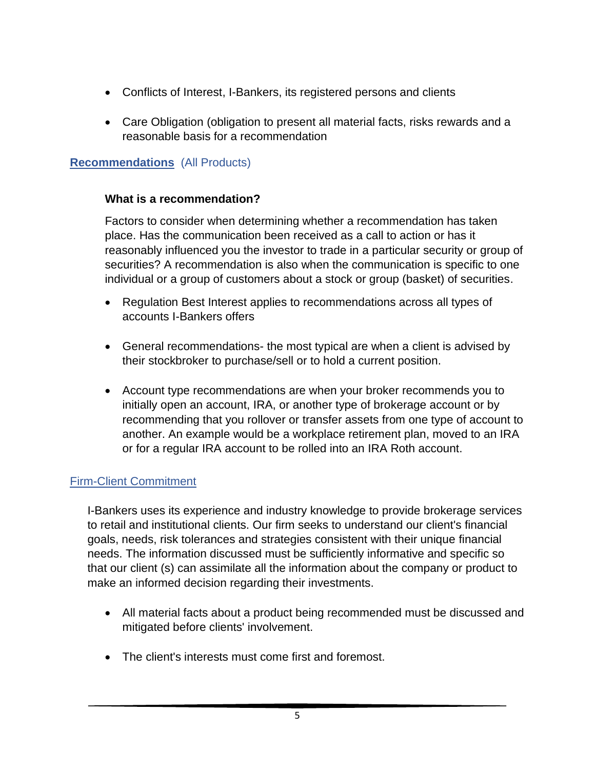- Conflicts of Interest, I-Bankers, its registered persons and clients
- Care Obligation (obligation to present all material facts, risks rewards and a reasonable basis for a recommendation

## **Recommendations** (All Products)

**What is a recommendation?**

Factors to consider when determining whether a recommendation has taken place. Has the communication been received as a call to action or has it reasonably influenced you the investor to trade in a particular security or group of securities? A recommendation is also when the communication is specific to one individual or a group of customers about a stock or group (basket) of securities.

- Regulation Best Interest applies to recommendations across all types of accounts I-Bankers offers
- General recommendations- the most typical are when a client is advised by their stockbroker to purchase/sell or to hold a current position.
- Account type recommendations are when your broker recommends you to initially open an account, IRA, or another type of brokerage account or by recommending that you rollover or transfer assets from one type of account to another. An example would be a workplace retirement plan, moved to an IRA or for a regular IRA account to be rolled into an IRA Roth account.

## Firm-Client Commitment

I-Bankers uses its experience and industry knowledge to provide brokerage services to retail and institutional clients. Our firm seeks to understand our client's financial goals, needs, risk tolerances and strategies consistent with their unique financial needs. The information discussed must be sufficiently informative and specific so that our client (s) can assimilate all the information about the company or product to make an informed decision regarding their investments.

- All material facts about a product being recommended must be discussed and mitigated before clients' involvement.
- The client's interests must come first and foremost.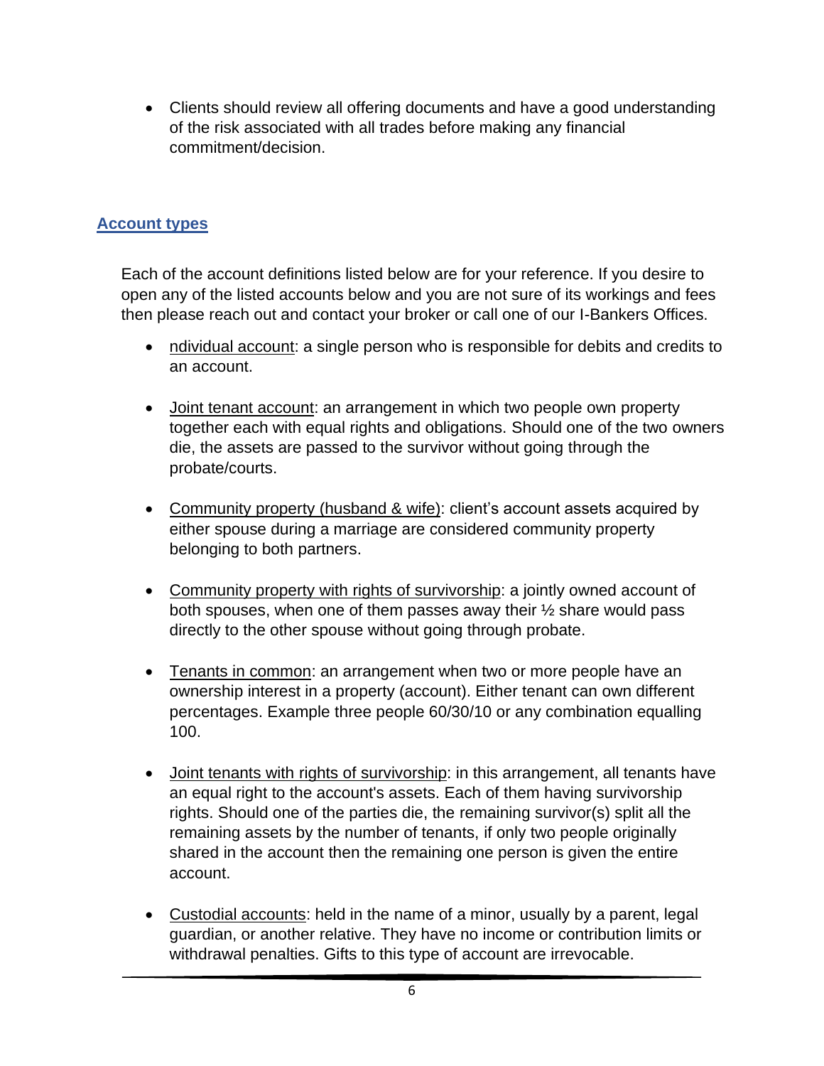- Clients should review all offering documents and have a good understanding of the risk associated with all trades before making any financial commitment/decision.

## Account types

Each of the account definitions listed below are for your reference. If you desire to open any of the listed accounts below and you are not sure of its workings and fees then please reach out and contact your broker or call one of our I-Bankers Offices.

- ndividual account: a single person who is responsible for debits and credits to an account.
- Joint tenant account: an arrangement in which two people own property together each with equal rights and obligations. Should one of the two owners die, the assets are passed to the survivor without going through the probate/courts.
- Community property (husband & wife): client's account assets acquired by either spouse during a marriage are considered community property belonging to both partners.
- Community property with rights of survivorship: a jointly owned account of both spouses, when one of them passes away their ½ share would pass directly to the other spouse without going through probate.
- Tenants in common: an arrangement when two or more people have an ownership interest in a property (account). Either tenant can own different percentages. Example three people 60/30/10 or any combination equalling 100.
- Joint tenants with rights of survivorship: in this arrangement, all tenants have an equal right to the account's assets. Each of them having survivorship rights. Should one of the parties die, the remaining survivor(s) split all the remaining assets by the number of tenants, if only two people originally shared in the account then the remaining one person is given the entire account.
- Custodial accounts: held in the name of a minor, usually by a parent, legal guardian, or another relative. They have no income or contribution limits or withdrawal penalties. Gifts to this type of account are irrevocable.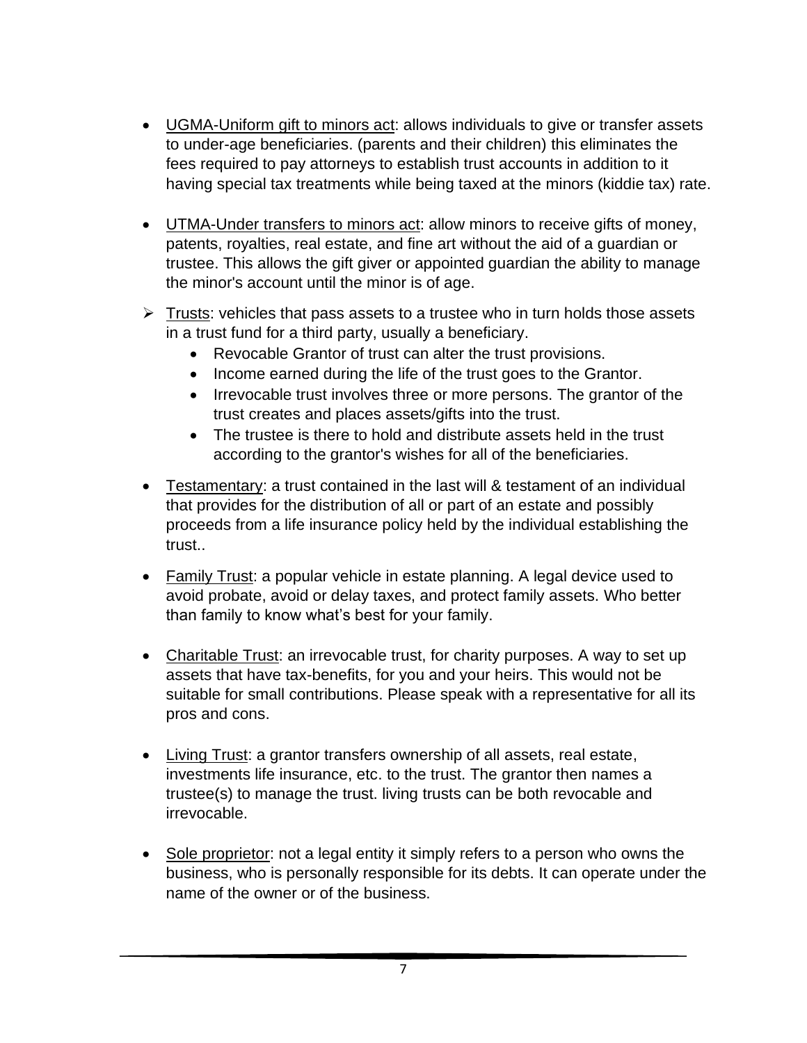- <u>UGMA-Uniform gift to minors act</u>: allows individuals to give or transfer assets to under-age beneficiaries. (parents and their children) this eliminates the fees required to pay attorneys to establish trust accounts in addition to it having special tax treatments while being taxed at the minors (kiddie tax) rate.

- <u>UTMA-Under transfers to minors act</u>: allow minors to receive gifts of money, patents, royalties, real estate, and fine art without the aid of a guardian or trustee. This allows the gift giver or appointed guardian the ability to manage the minor's account until the minor is of age.

- <u>Trusts</u>: vehicles that pass assets to a trustee who in turn holds those assets in a trust fund for a third party, usually a beneficiary.
  - Revocable Grantor of trust can alter the trust provisions.
  - Income earned during the life of the trust goes to the Grantor.
  - Irrevocable trust involves three or more persons. The grantor of the trust creates and places assets/gifts into the trust.
  - The trustee is there to hold and distribute assets held in the trust according to the grantor's wishes for all of the beneficiaries.

- <u>Testamentary</u>: a trust contained in the last will & testament of an individual that provides for the distribution of all or part of an estate and possibly proceeds from a life insurance policy held by the individual establishing the trust..

- <u>Family Trust</u>: a popular vehicle in estate planning. A legal device used to avoid probate, avoid or delay taxes, and protect family assets. Who better than family to know what's best for your family.

- <u>Charitable Trust</u>: an irrevocable trust, for charity purposes. A way to set up assets that have tax-benefits, for you and your heirs. This would not be suitable for small contributions. Please speak with a representative for all its pros and cons.

- <u>Living Trust</u>: a grantor transfers ownership of all assets, real estate, investments life insurance, etc. to the trust. The grantor then names a trustee(s) to manage the trust. living trusts can be both revocable and irrevocable.

- <u>Sole proprietor</u>: not a legal entity it simply refers to a person who owns the business, who is personally responsible for its debts. It can operate under the name of the owner or of the business.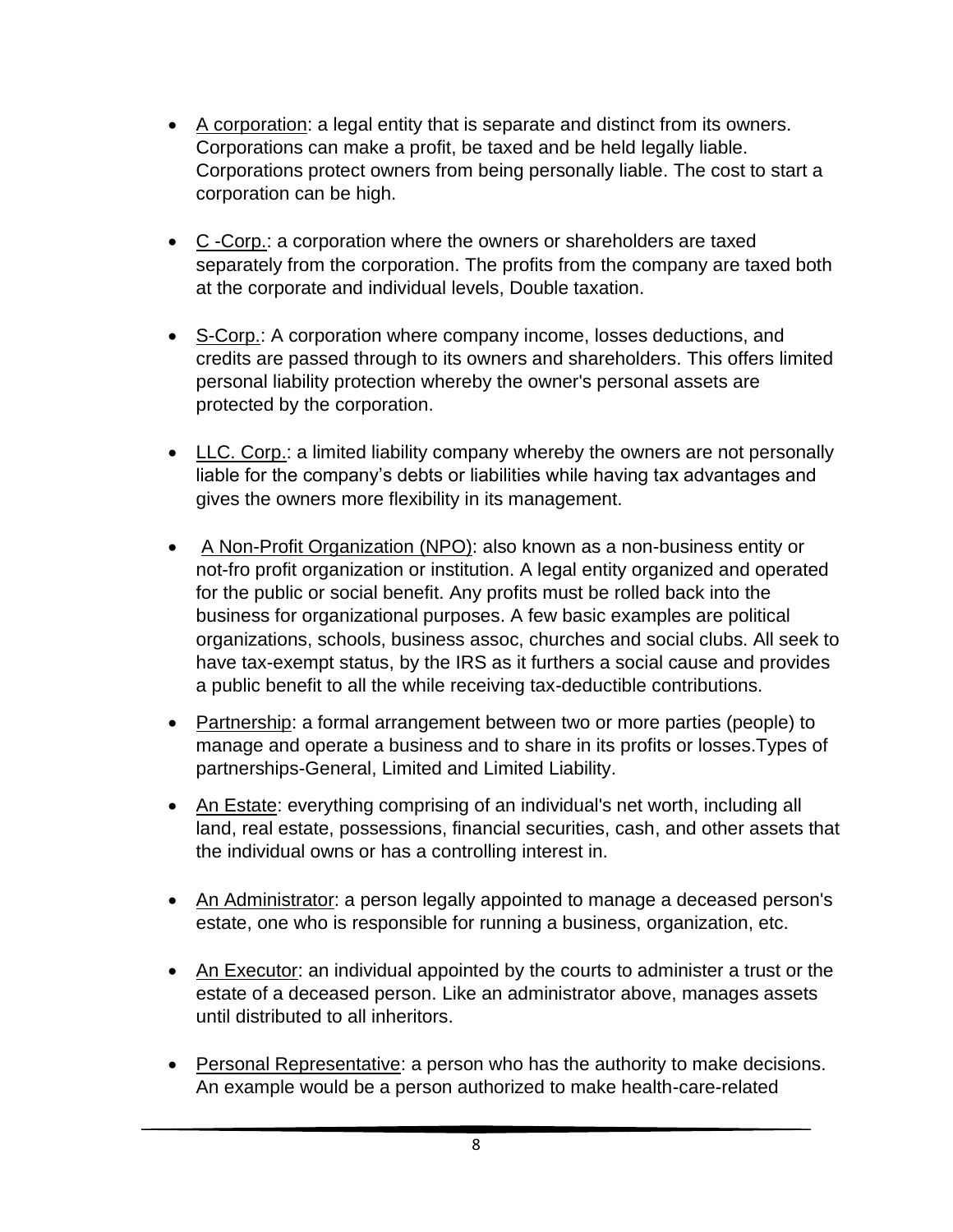- A corporation: a legal entity that is separate and distinct from its owners. Corporations can make a profit, be taxed and be held legally liable. Corporations protect owners from being personally liable. The cost to start a corporation can be high.

- C -Corp.: a corporation where the owners or shareholders are taxed separately from the corporation. The profits from the company are taxed both at the corporate and individual levels, Double taxation.

- S-Corp.: A corporation where company income, losses deductions, and credits are passed through to its owners and shareholders. This offers limited personal liability protection whereby the owner's personal assets are protected by the corporation.

- LLC. Corp.: a limited liability company whereby the owners are not personally liable for the company's debts or liabilities while having tax advantages and gives the owners more flexibility in its management.

- A Non-Profit Organization (NPO): also known as a non-business entity or not-fro profit organization or institution. A legal entity organized and operated for the public or social benefit. Any profits must be rolled back into the business for organizational purposes. A few basic examples are political organizations, schools, business assoc, churches and social clubs. All seek to have tax-exempt status, by the IRS as it furthers a social cause and provides a public benefit to all the while receiving tax-deductible contributions.

- Partnership: a formal arrangement between two or more parties (people) to manage and operate a business and to share in its profits or losses.Types of partnerships-General, Limited and Limited Liability.

- An Estate: everything comprising of an individual's net worth, including all land, real estate, possessions, financial securities, cash, and other assets that the individual owns or has a controlling interest in.

- An Administrator: a person legally appointed to manage a deceased person's estate, one who is responsible for running a business, organization, etc.

- An Executor: an individual appointed by the courts to administer a trust or the estate of a deceased person. Like an administrator above, manages assets until distributed to all inheritors.

- Personal Representative: a person who has the authority to make decisions. An example would be a person authorized to make health-care-related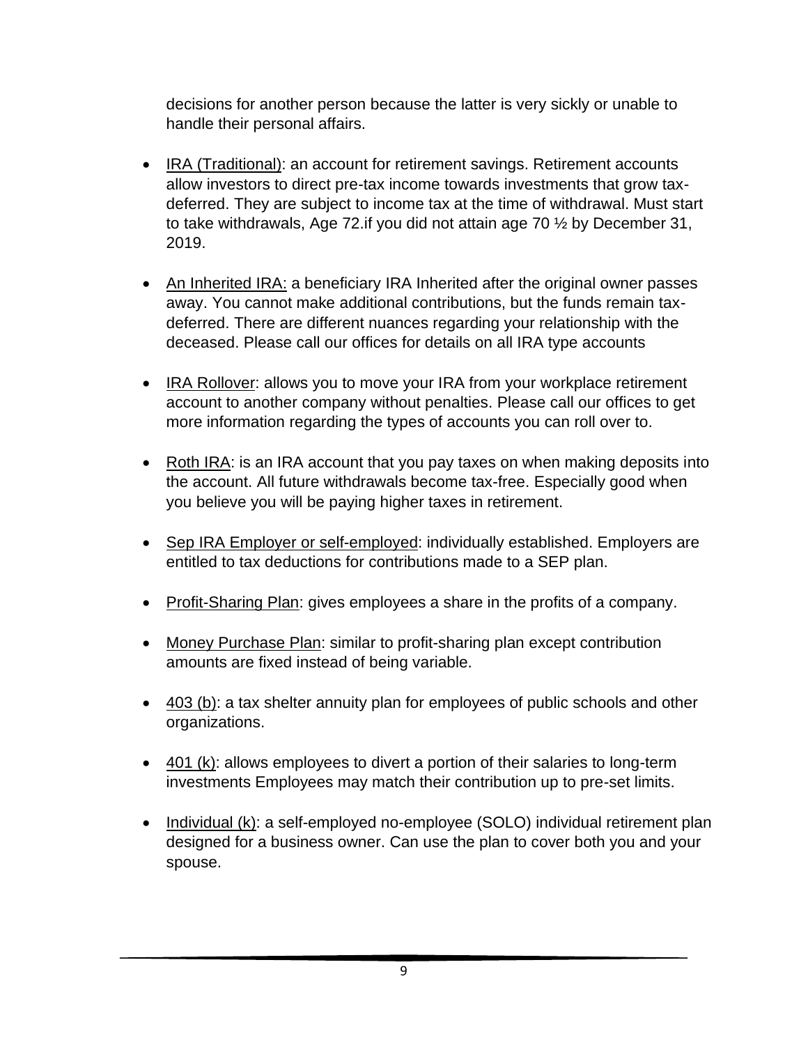decisions for another person because the latter is very sickly or unable to handle their personal affairs.

- <u>IRA (Traditional)</u>: an account for retirement savings. Retirement accounts allow investors to direct pre-tax income towards investments that grow tax-deferred. They are subject to income tax at the time of withdrawal. Must start to take withdrawals, Age 72.if you did not attain age 70 ½ by December 31, 2019.

- <u>An Inherited IRA:</u> a beneficiary IRA Inherited after the original owner passes away. You cannot make additional contributions, but the funds remain tax-deferred. There are different nuances regarding your relationship with the deceased. Please call our offices for details on all IRA type accounts

- <u>IRA Rollover</u>: allows you to move your IRA from your workplace retirement account to another company without penalties. Please call our offices to get more information regarding the types of accounts you can roll over to.

- <u>Roth IRA</u>: is an IRA account that you pay taxes on when making deposits into the account. All future withdrawals become tax-free. Especially good when you believe you will be paying higher taxes in retirement.

- <u>Sep IRA Employer or self-employed</u>: individually established. Employers are entitled to tax deductions for contributions made to a SEP plan.

- <u>Profit-Sharing Plan</u>: gives employees a share in the profits of a company.

- <u>Money Purchase Plan</u>: similar to profit-sharing plan except contribution amounts are fixed instead of being variable.

- <u>403 (b)</u>: a tax shelter annuity plan for employees of public schools and other organizations.

- <u>401 (k)</u>: allows employees to divert a portion of their salaries to long-term investments Employees may match their contribution up to pre-set limits.

- <u>Individual (k)</u>: a self-employed no-employee (SOLO) individual retirement plan designed for a business owner. Can use the plan to cover both you and your spouse.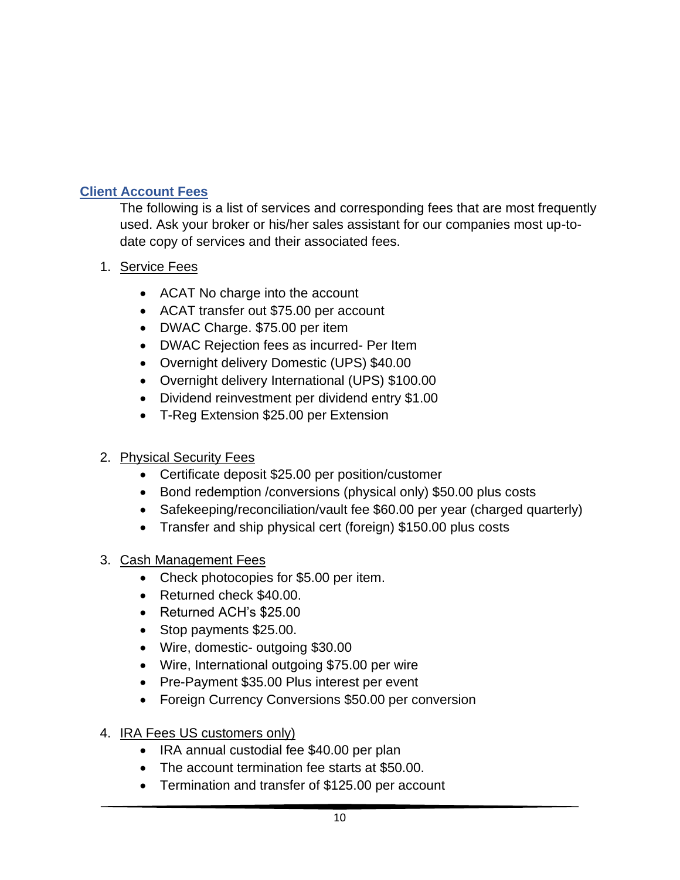## Client Account Fees

The following is a list of services and corresponding fees that are most frequently used. Ask your broker or his/her sales assistant for our companies most up-to-date copy of services and their associated fees.

1. Service Fees

    - ACAT No charge into the account
    - ACAT transfer out $75.00 per account
    - DWAC Charge. $75.00 per item
    - DWAC Rejection fees as incurred- Per Item
    - Overnight delivery Domestic (UPS) $40.00
    - Overnight delivery International (UPS) $100.00
    - Dividend reinvestment per dividend entry $1.00
    - T-Reg Extension $25.00 per Extension

2. Physical Security Fees

    - Certificate deposit $25.00 per position/customer
    - Bond redemption /conversions (physical only) $50.00 plus costs
    - Safekeeping/reconciliation/vault fee $60.00 per year (charged quarterly)
    - Transfer and ship physical cert (foreign) $150.00 plus costs

3. Cash Management Fees

    - Check photocopies for $5.00 per item.
    - Returned check $40.00.
    - Returned ACH's $25.00
    - Stop payments $25.00.
    - Wire, domestic- outgoing $30.00
    - Wire, International outgoing $75.00 per wire
    - Pre-Payment $35.00 Plus interest per event
    - Foreign Currency Conversions $50.00 per conversion

4. IRA Fees US customers only)

    - IRA annual custodial fee $40.00 per plan
    - The account termination fee starts at $50.00.
    - Termination and transfer of $125.00 per account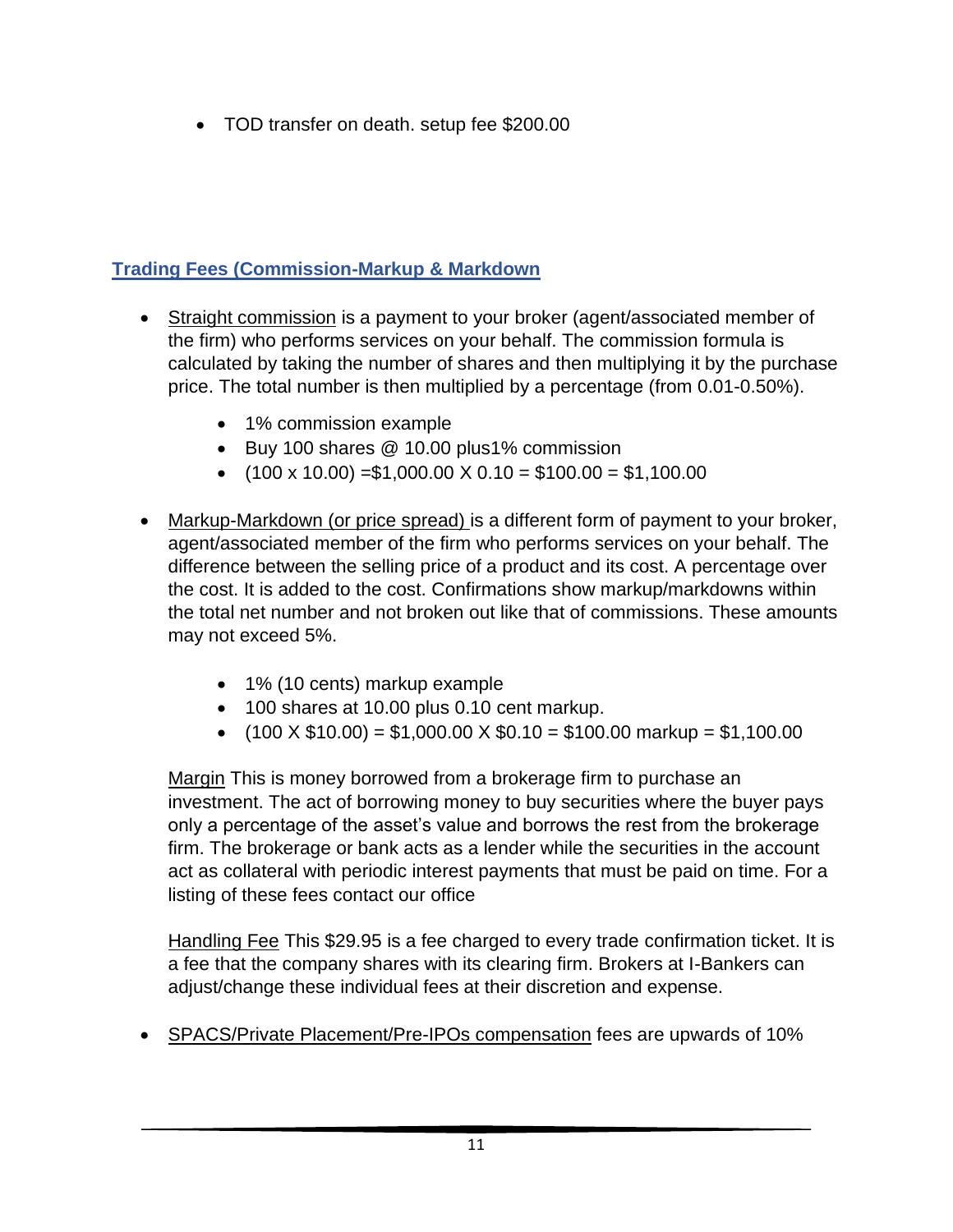- TOD transfer on death. setup fee $200.00

## Trading Fees (Commission-Markup & Markdown

- Straight commission is a payment to your broker (agent/associated member of the firm) who performs services on your behalf. The commission formula is calculated by taking the number of shares and then multiplying it by the purchase price. The total number is then multiplied by a percentage (from 0.01-0.50%).
    - 1% commission example
    - Buy 100 shares @ 10.00 plus1% commission
    - (100 x 10.00) =$1,000.00 X 0.10 = $100.00 = $1,100.00

- Markup-Markdown (or price spread) is a different form of payment to your broker, agent/associated member of the firm who performs services on your behalf. The difference between the selling price of a product and its cost. A percentage over the cost. It is added to the cost. Confirmations show markup/markdowns within the total net number and not broken out like that of commissions. These amounts may not exceed 5%.
    - 1% (10 cents) markup example
    - 100 shares at 10.00 plus 0.10 cent markup.
    - (100 X $10.00) = $1,000.00 X $0.10 = $100.00 markup = $1,100.00

  Margin This is money borrowed from a brokerage firm to purchase an investment. The act of borrowing money to buy securities where the buyer pays only a percentage of the asset's value and borrows the rest from the brokerage firm. The brokerage or bank acts as a lender while the securities in the account act as collateral with periodic interest payments that must be paid on time. For a listing of these fees contact our office

  Handling Fee This $29.95 is a fee charged to every trade confirmation ticket. It is a fee that the company shares with its clearing firm. Brokers at I-Bankers can adjust/change these individual fees at their discretion and expense.

- SPACS/Private Placement/Pre-IPOs compensation fees are upwards of 10%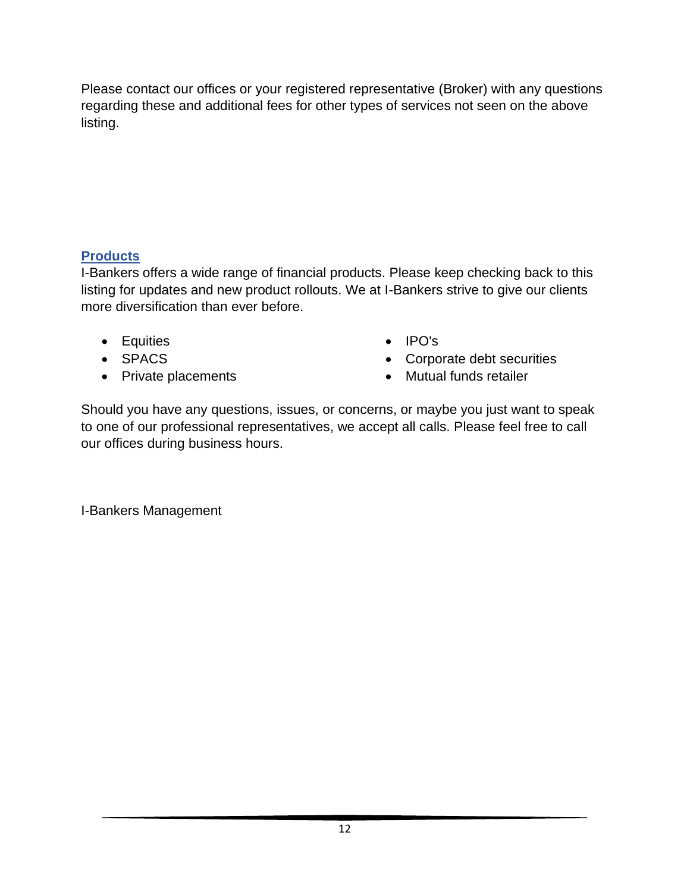Please contact our offices or your registered representative (Broker) with any questions regarding these and additional fees for other types of services not seen on the above listing.

## Products

I-Bankers offers a wide range of financial products. Please keep checking back to this listing for updates and new product rollouts. We at I-Bankers strive to give our clients more diversification than ever before.

- Equities
- SPACS
- Private placements
- IPO's
- Corporate debt securities
- Mutual funds retailer

Should you have any questions, issues, or concerns, or maybe you just want to speak to one of our professional representatives, we accept all calls. Please feel free to call our offices during business hours.

I-Bankers Management